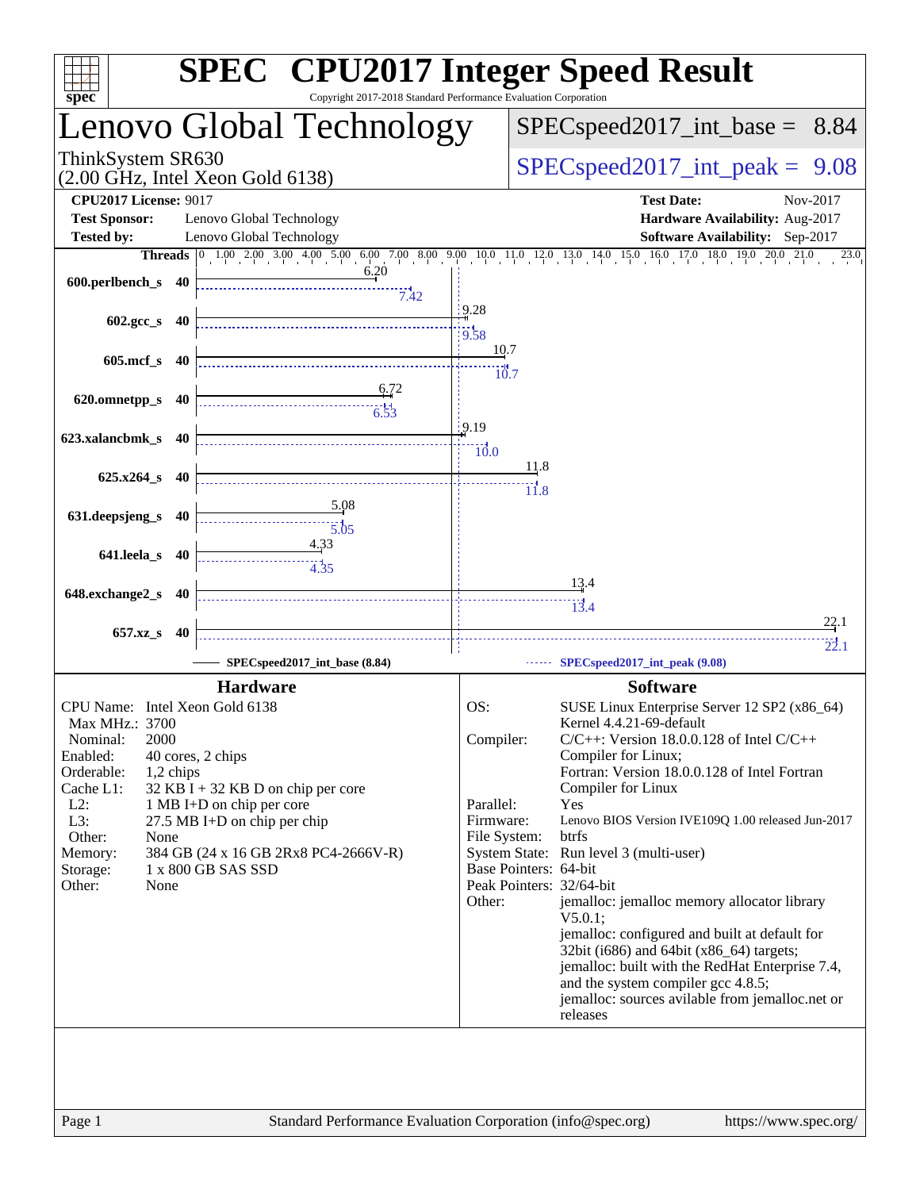# SPEC CPU2017 Integer Speed Result

Copyright 2017-2018 Standard Performance Evaluation Corporation

## Lenovo Global Technology

ThinkSystem SR630
(2.00 GHz, Intel Xeon Gold 6138)

SPECspeed2017_int_base = 8.84

SPECspeed2017_int_peak = 9.08

**CPU2017 License:** 9017
**Test Sponsor:** Lenovo Global Technology
**Tested by:** Lenovo Global Technology

**Test Date:** Nov-2017
**Hardware Availability:** Aug-2017
**Software Availability:** Sep-2017

Threads | 0 1.00 2.00 3.00 4.00 5.00 6.00 7.00 8.00 9.00 10.0 11.0 12.0 13.0 14.0 15.0 16.0 17.0 18.0 19.0 20.0 21.0 23.0

600.perlbench_s 40 — 6.20 / 7.42
602.gcc_s 40 — 9.28 / 9.58
605.mcf_s 40 — 10.7 / 10.7
620.omnetpp_s 40 — 6.72 / 6.53
623.xalancbmk_s 40 — 9.19 / 10.0
625.x264_s 40 — 11.8 / 11.8
631.deepsjeng_s 40 — 5.08 / 5.05
641.leela_s 40 — 4.33 / 4.35
648.exchange2_s 40 — 13.4 / 13.4
657.xz_s 40 — 22.1 / 22.1

SPECspeed2017_int_base (8.84)
SPECspeed2017_int_peak (9.08)

### Hardware

| | |
|---|---|
| CPU Name: | Intel Xeon Gold 6138 |
| Max MHz.: | 3700 |
| Nominal: | 2000 |
| Enabled: | 40 cores, 2 chips |
| Orderable: | 1,2 chips |
| Cache L1: | 32 KB I + 32 KB D on chip per core |
| L2: | 1 MB I+D on chip per core |
| L3: | 27.5 MB I+D on chip per chip |
| Other: | None |
| Memory: | 384 GB (24 x 16 GB 2Rx8 PC4-2666V-R) |
| Storage: | 1 x 800 GB SAS SSD |
| Other: | None |

### Software

| | |
|---|---|
| OS: | SUSE Linux Enterprise Server 12 SP2 (x86_64) Kernel 4.4.21-69-default |
| Compiler: | C/C++: Version 18.0.0.128 of Intel C/C++ Compiler for Linux; Fortran: Version 18.0.0.128 of Intel Fortran Compiler for Linux |
| Parallel: | Yes |
| Firmware: | Lenovo BIOS Version IVE109Q 1.00 released Jun-2017 |
| File System: | btrfs |
| System State: | Run level 3 (multi-user) |
| Base Pointers: | 64-bit |
| Peak Pointers: | 32/64-bit |
| Other: | jemalloc: jemalloc memory allocator library V5.0.1; jemalloc: configured and built at default for 32bit (i686) and 64bit (x86_64) targets; jemalloc: built with the RedHat Enterprise 7.4, and the system compiler gcc 4.8.5; jemalloc: sources avilable from jemalloc.net or releases |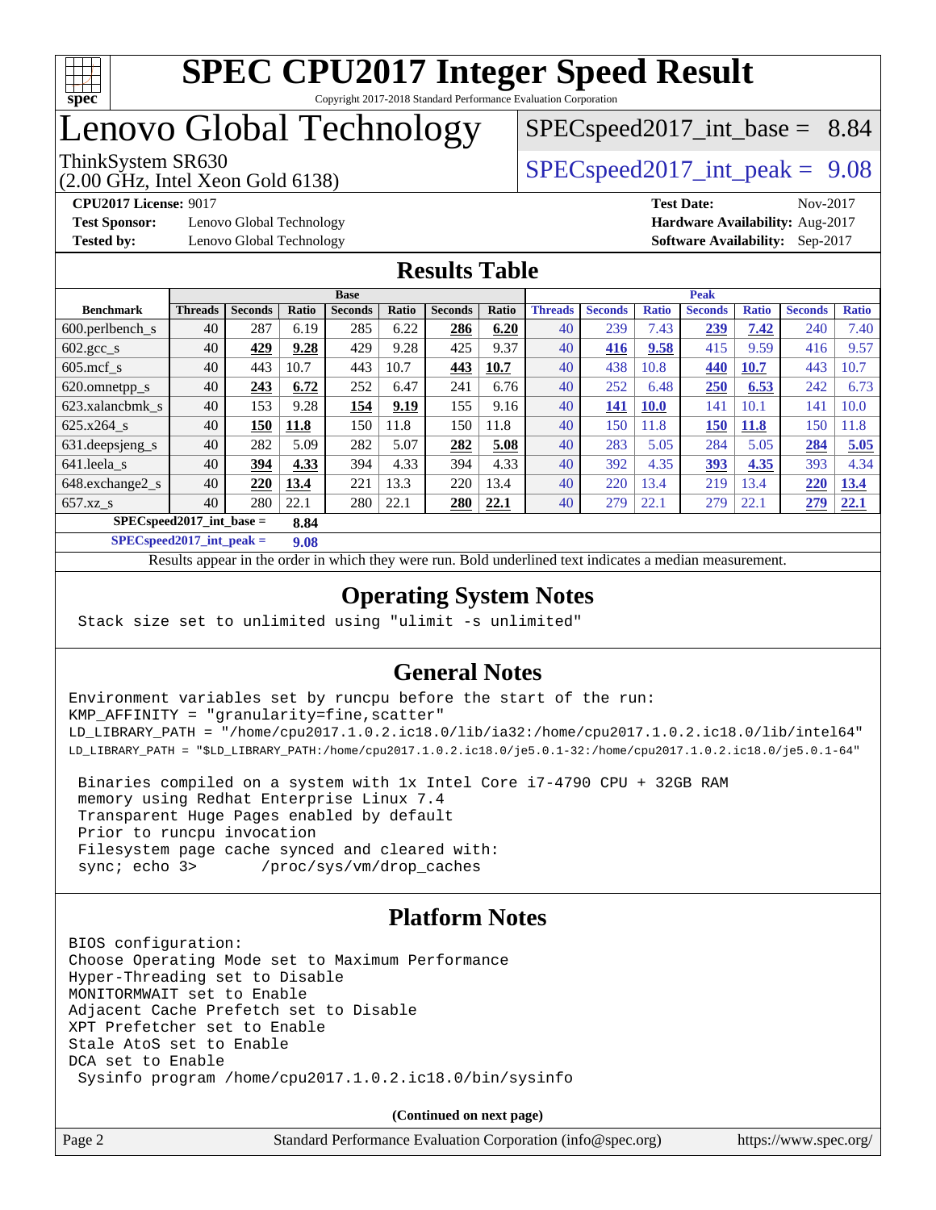# SPEC CPU2017 Integer Speed Result

Copyright 2017-2018 Standard Performance Evaluation Corporation

# Lenovo Global Technology

ThinkSystem SR630
(2.00 GHz, Intel Xeon Gold 6138)

SPECspeed2017_int_base = 8.84

SPECspeed2017_int_peak = 9.08

**CPU2017 License:** 9017
**Test Sponsor:** Lenovo Global Technology
**Tested by:** Lenovo Global Technology

**Test Date:** Nov-2017
**Hardware Availability:** Aug-2017
**Software Availability:** Sep-2017

## Results Table

| | Base | | | | | | | Peak | | | | | | |
|---|---|---|---|---|---|---|---|---|---|---|---|---|---|---|
| Benchmark | Threads | Seconds | Ratio | Seconds | Ratio | Seconds | Ratio | Threads | Seconds | Ratio | Seconds | Ratio | Seconds | Ratio |
| 600.perlbench_s | 40 | 287 | 6.19 | 285 | 6.22 | **286** | **6.20** | 40 | 239 | 7.43 | **239** | **7.42** | 240 | 7.40 |
| 602.gcc_s | 40 | **429** | **9.28** | 429 | 9.28 | 425 | 9.37 | 40 | **416** | **9.58** | 415 | 9.59 | 416 | 9.57 |
| 605.mcf_s | 40 | 443 | 10.7 | 443 | 10.7 | **443** | **10.7** | 40 | 438 | 10.8 | **440** | **10.7** | 443 | 10.7 |
| 620.omnetpp_s | 40 | **243** | **6.72** | 252 | 6.47 | 241 | 6.76 | 40 | 252 | 6.48 | **250** | **6.53** | 242 | 6.73 |
| 623.xalancbmk_s | 40 | 153 | 9.28 | **154** | **9.19** | 155 | 9.16 | 40 | **141** | **10.0** | 141 | 10.1 | 141 | 10.0 |
| 625.x264_s | 40 | **150** | **11.8** | 150 | 11.8 | 150 | 11.8 | 40 | 150 | 11.8 | **150** | **11.8** | 150 | 11.8 |
| 631.deepsjeng_s | 40 | 282 | 5.09 | 282 | 5.07 | **282** | **5.08** | 40 | 283 | 5.05 | 284 | 5.05 | **284** | **5.05** |
| 641.leela_s | 40 | **394** | **4.33** | 394 | 4.33 | 394 | 4.33 | 40 | 392 | 4.35 | **393** | **4.35** | 393 | 4.34 |
| 648.exchange2_s | 40 | **220** | **13.4** | 221 | 13.3 | 220 | 13.4 | 40 | 220 | 13.4 | 219 | 13.4 | **220** | **13.4** |
| 657.xz_s | 40 | 280 | 22.1 | 280 | 22.1 | **280** | **22.1** | 40 | 279 | 22.1 | 279 | 22.1 | **279** | **22.1** |

**SPECspeed2017_int_base = 8.84**

**SPECspeed2017_int_peak = 9.08**

Results appear in the order in which they were run. Bold underlined text indicates a median measurement.

## Operating System Notes

```
Stack size set to unlimited using "ulimit -s unlimited"
```

## General Notes

```
Environment variables set by runcpu before the start of the run:
KMP_AFFINITY = "granularity=fine,scatter"
LD_LIBRARY_PATH = "/home/cpu2017.1.0.2.ic18.0/lib/ia32:/home/cpu2017.1.0.2.ic18.0/lib/intel64"
LD_LIBRARY_PATH = "$LD_LIBRARY_PATH:/home/cpu2017.1.0.2.ic18.0/je5.0.1-32:/home/cpu2017.1.0.2.ic18.0/je5.0.1-64"

 Binaries compiled on a system with 1x Intel Core i7-4790 CPU + 32GB RAM
 memory using Redhat Enterprise Linux 7.4
 Transparent Huge Pages enabled by default
 Prior to runcpu invocation
 Filesystem page cache synced and cleared with:
 sync; echo 3>       /proc/sys/vm/drop_caches
```

## Platform Notes

```
BIOS configuration:
Choose Operating Mode set to Maximum Performance
Hyper-Threading set to Disable
MONITORMWAIT set to Enable
Adjacent Cache Prefetch set to Disable
XPT Prefetcher set to Enable
Stale AtoS set to Enable
DCA set to Enable
 Sysinfo program /home/cpu2017.1.0.2.ic18.0/bin/sysinfo
```

**(Continued on next page)**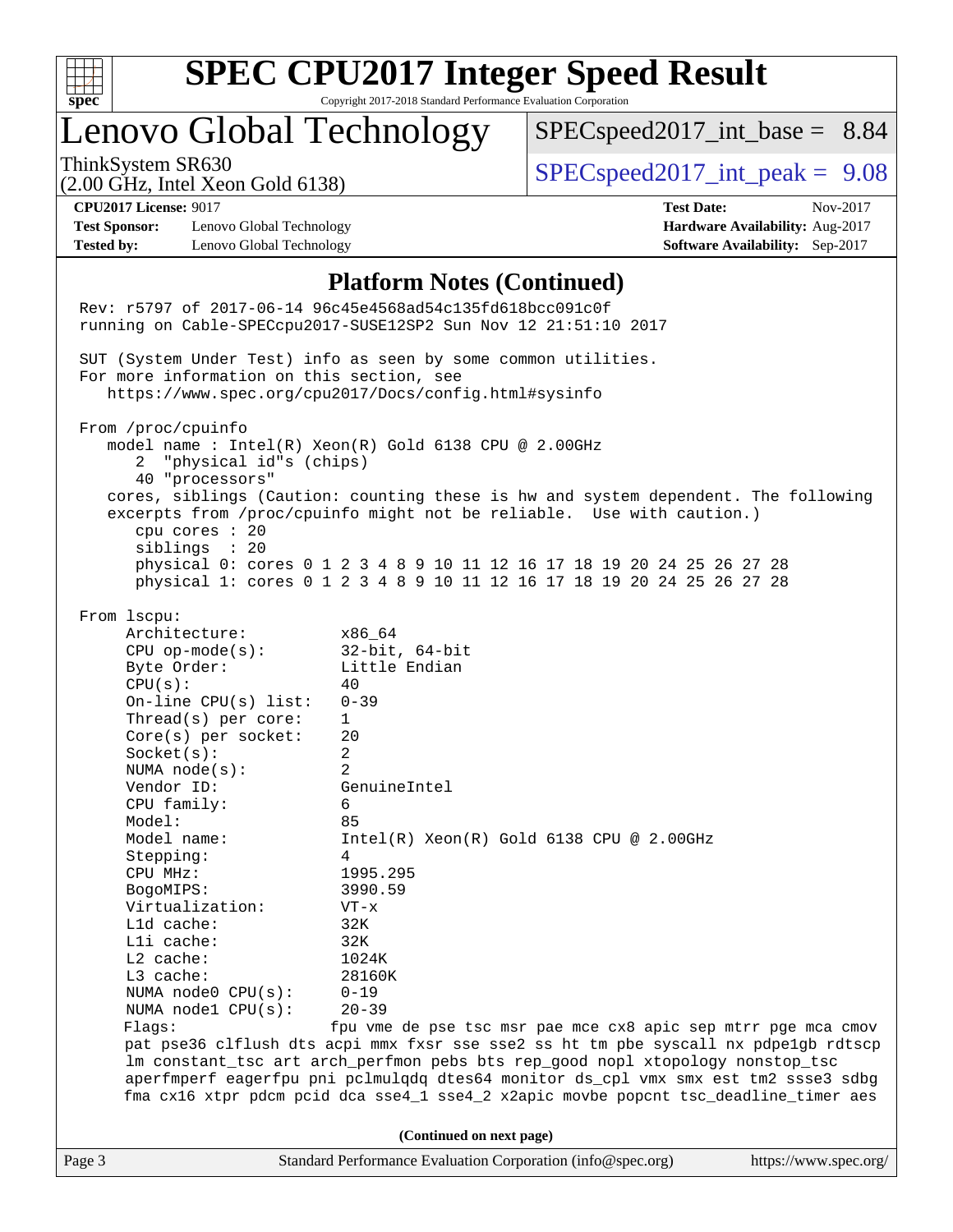## Platform Notes (Continued)

```
Rev: r5797 of 2017-06-14 96c45e4568ad54c135fd618bcc091c0f
running on Cable-SPECcpu2017-SUSE12SP2 Sun Nov 12 21:51:10 2017

SUT (System Under Test) info as seen by some common utilities.
For more information on this section, see
   https://www.spec.org/cpu2017/Docs/config.html#sysinfo

From /proc/cpuinfo
   model name : Intel(R) Xeon(R) Gold 6138 CPU @ 2.00GHz
      2  "physical id"s (chips)
      40 "processors"
   cores, siblings (Caution: counting these is hw and system dependent. The following
   excerpts from /proc/cpuinfo might not be reliable.  Use with caution.)
      cpu cores : 20
      siblings  : 20
      physical 0: cores 0 1 2 3 4 8 9 10 11 12 16 17 18 19 20 24 25 26 27 28
      physical 1: cores 0 1 2 3 4 8 9 10 11 12 16 17 18 19 20 24 25 26 27 28

From lscpu:
     Architecture:          x86_64
     CPU op-mode(s):        32-bit, 64-bit
     Byte Order:            Little Endian
     CPU(s):                40
     On-line CPU(s) list:   0-39
     Thread(s) per core:    1
     Core(s) per socket:    20
     Socket(s):             2
     NUMA node(s):          2
     Vendor ID:             GenuineIntel
     CPU family:            6
     Model:                 85
     Model name:            Intel(R) Xeon(R) Gold 6138 CPU @ 2.00GHz
     Stepping:              4
     CPU MHz:               1995.295
     BogoMIPS:              3990.59
     Virtualization:        VT-x
     L1d cache:             32K
     L1i cache:             32K
     L2 cache:              1024K
     L3 cache:              28160K
     NUMA node0 CPU(s):     0-19
     NUMA node1 CPU(s):     20-39
     Flags:                fpu vme de pse tsc msr pae mce cx8 apic sep mtrr pge mca cmov
     pat pse36 clflush dts acpi mmx fxsr sse sse2 ss ht tm pbe syscall nx pdpe1gb rdtscp
     lm constant_tsc art arch_perfmon pebs bts rep_good nopl xtopology nonstop_tsc
     aperfmperf eagerfpu pni pclmulqdq dtes64 monitor ds_cpl vmx smx est tm2 ssse3 sdbg
     fma cx16 xtpr pdcm pcid dca sse4_1 sse4_2 x2apic movbe popcnt tsc_deadline_timer aes
```

(Continued on next page)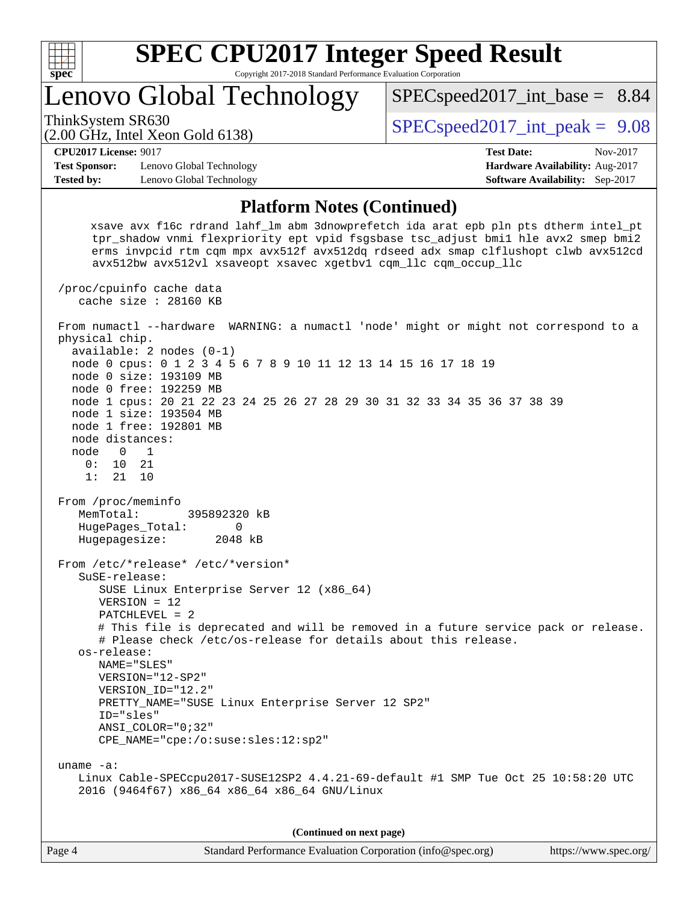# SPEC CPU2017 Integer Speed Result

Copyright 2017-2018 Standard Performance Evaluation Corporation

## Lenovo Global Technology

ThinkSystem SR630
(2.00 GHz, Intel Xeon Gold 6138)

SPECspeed2017_int_base = 8.84

SPECspeed2017_int_peak = 9.08

**CPU2017 License:** 9017
**Test Sponsor:** Lenovo Global Technology
**Tested by:** Lenovo Global Technology

**Test Date:** Nov-2017
**Hardware Availability:** Aug-2017
**Software Availability:** Sep-2017

### Platform Notes (Continued)

```
     xsave avx f16c rdrand lahf_lm abm 3dnowprefetch ida arat epb pln pts dtherm intel_pt
     tpr_shadow vnmi flexpriority ept vpid fsgsbase tsc_adjust bmi1 hle avx2 smep bmi2
     erms invpcid rtm cqm mpx avx512f avx512dq rdseed adx smap clflushopt clwb avx512cd
     avx512bw avx512vl xsaveopt xsavec xgetbv1 cqm_llc cqm_occup_llc

 /proc/cpuinfo cache data
    cache size : 28160 KB

 From numactl --hardware  WARNING: a numactl 'node' might or might not correspond to a
 physical chip.
   available: 2 nodes (0-1)
   node 0 cpus: 0 1 2 3 4 5 6 7 8 9 10 11 12 13 14 15 16 17 18 19
   node 0 size: 193109 MB
   node 0 free: 192259 MB
   node 1 cpus: 20 21 22 23 24 25 26 27 28 29 30 31 32 33 34 35 36 37 38 39
   node 1 size: 193504 MB
   node 1 free: 192801 MB
   node distances:
   node   0   1
     0:  10  21
     1:  21  10

 From /proc/meminfo
    MemTotal:       395892320 kB
    HugePages_Total:       0
    Hugepagesize:       2048 kB

 From /etc/*release* /etc/*version*
    SuSE-release:
       SUSE Linux Enterprise Server 12 (x86_64)
       VERSION = 12
       PATCHLEVEL = 2
       # This file is deprecated and will be removed in a future service pack or release.
       # Please check /etc/os-release for details about this release.
    os-release:
       NAME="SLES"
       VERSION="12-SP2"
       VERSION_ID="12.2"
       PRETTY_NAME="SUSE Linux Enterprise Server 12 SP2"
       ID="sles"
       ANSI_COLOR="0;32"
       CPE_NAME="cpe:/o:suse:sles:12:sp2"

 uname -a:
    Linux Cable-SPECcpu2017-SUSE12SP2 4.4.21-69-default #1 SMP Tue Oct 25 10:58:20 UTC
    2016 (9464f67) x86_64 x86_64 x86_64 GNU/Linux
```

(Continued on next page)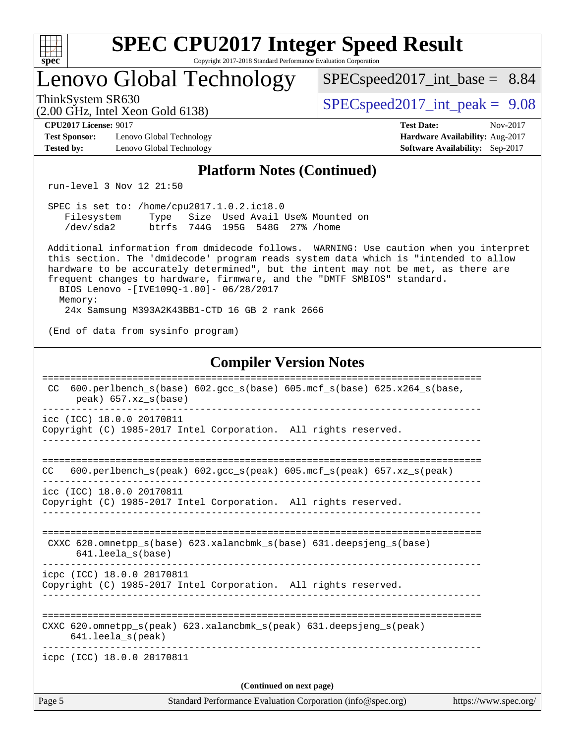## Platform Notes (Continued)

```
run-level 3 Nov 12 21:50

SPEC is set to: /home/cpu2017.1.0.2.ic18.0
   Filesystem     Type   Size  Used Avail Use% Mounted on
   /dev/sda2      btrfs  744G  195G  548G  27% /home

Additional information from dmidecode follows.  WARNING: Use caution when you interpret
this section. The 'dmidecode' program reads system data which is "intended to allow
hardware to be accurately determined", but the intent may not be met, as there are
frequent changes to hardware, firmware, and the "DMTF SMBIOS" standard.
  BIOS Lenovo -[IVE109Q-1.00]- 06/28/2017
  Memory:
    24x Samsung M393A2K43BB1-CTD 16 GB 2 rank 2666

(End of data from sysinfo program)
```

## Compiler Version Notes

```
==============================================================================
 CC  600.perlbench_s(base) 602.gcc_s(base) 605.mcf_s(base) 625.x264_s(base,
      peak) 657.xz_s(base)
------------------------------------------------------------------------------
icc (ICC) 18.0.0 20170811
Copyright (C) 1985-2017 Intel Corporation.  All rights reserved.
------------------------------------------------------------------------------

==============================================================================
CC   600.perlbench_s(peak) 602.gcc_s(peak) 605.mcf_s(peak) 657.xz_s(peak)
------------------------------------------------------------------------------
icc (ICC) 18.0.0 20170811
Copyright (C) 1985-2017 Intel Corporation.  All rights reserved.
------------------------------------------------------------------------------

==============================================================================
 CXXC 620.omnetpp_s(base) 623.xalancbmk_s(base) 631.deepsjeng_s(base)
      641.leela_s(base)
------------------------------------------------------------------------------
icpc (ICC) 18.0.0 20170811
Copyright (C) 1985-2017 Intel Corporation.  All rights reserved.
------------------------------------------------------------------------------

==============================================================================
CXXC 620.omnetpp_s(peak) 623.xalancbmk_s(peak) 631.deepsjeng_s(peak)
     641.leela_s(peak)
------------------------------------------------------------------------------
icpc (ICC) 18.0.0 20170811
```

(Continued on next page)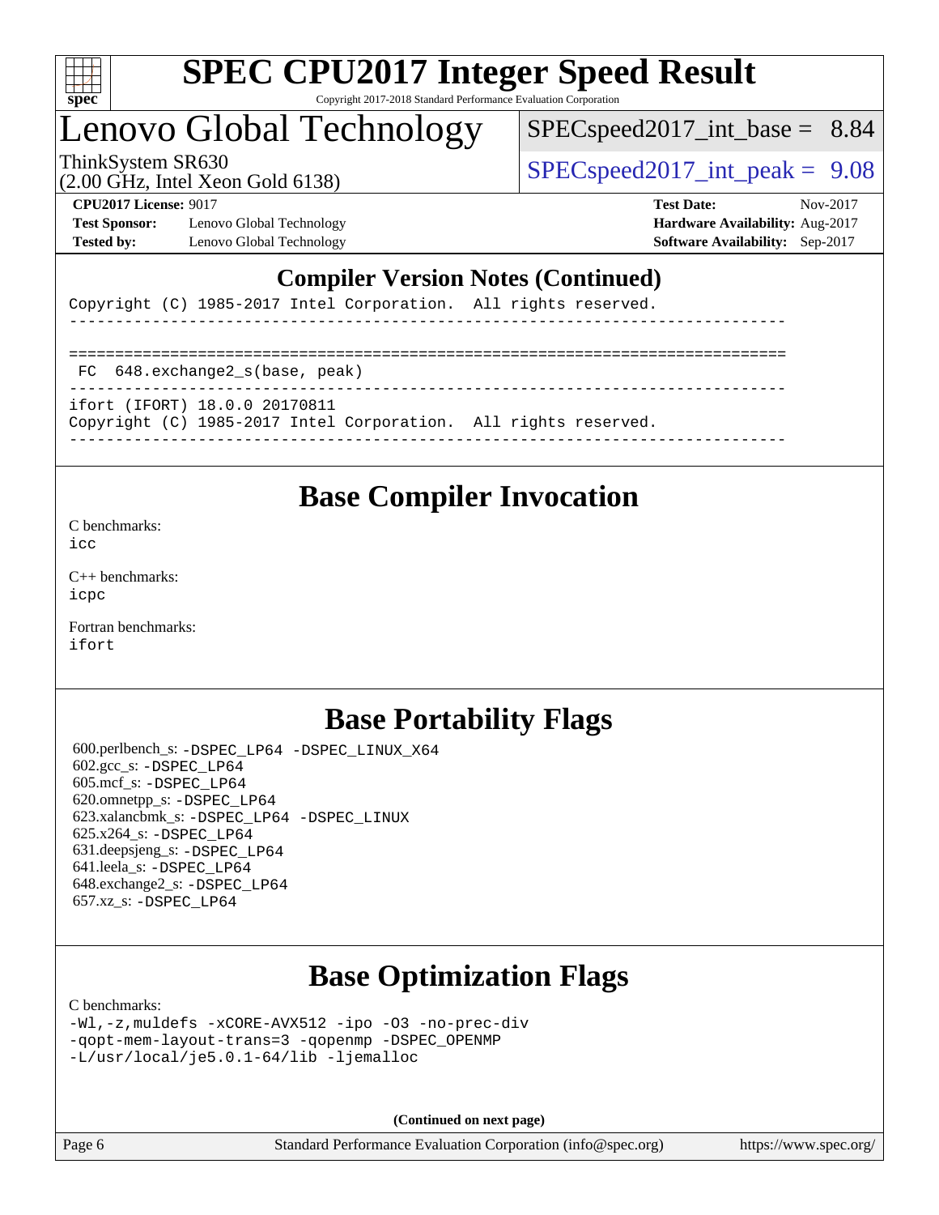## Compiler Version Notes (Continued)

```
Copyright (C) 1985-2017 Intel Corporation.  All rights reserved.
------------------------------------------------------------------------------

==============================================================================
 FC  648.exchange2_s(base, peak)
------------------------------------------------------------------------------
ifort (IFORT) 18.0.0 20170811
Copyright (C) 1985-2017 Intel Corporation.  All rights reserved.
------------------------------------------------------------------------------
```

## Base Compiler Invocation

C benchmarks:
`icc`

C++ benchmarks:
`icpc`

Fortran benchmarks:
`ifort`

## Base Portability Flags

600.perlbench_s: `-DSPEC_LP64 -DSPEC_LINUX_X64`
602.gcc_s: `-DSPEC_LP64`
605.mcf_s: `-DSPEC_LP64`
620.omnetpp_s: `-DSPEC_LP64`
623.xalancbmk_s: `-DSPEC_LP64 -DSPEC_LINUX`
625.x264_s: `-DSPEC_LP64`
631.deepsjeng_s: `-DSPEC_LP64`
641.leela_s: `-DSPEC_LP64`
648.exchange2_s: `-DSPEC_LP64`
657.xz_s: `-DSPEC_LP64`

## Base Optimization Flags

C benchmarks:
```
-Wl,-z,muldefs -xCORE-AVX512 -ipo -O3 -no-prec-div
-qopt-mem-layout-trans=3 -qopenmp -DSPEC_OPENMP
-L/usr/local/je5.0.1-64/lib -ljemalloc
```

(Continued on next page)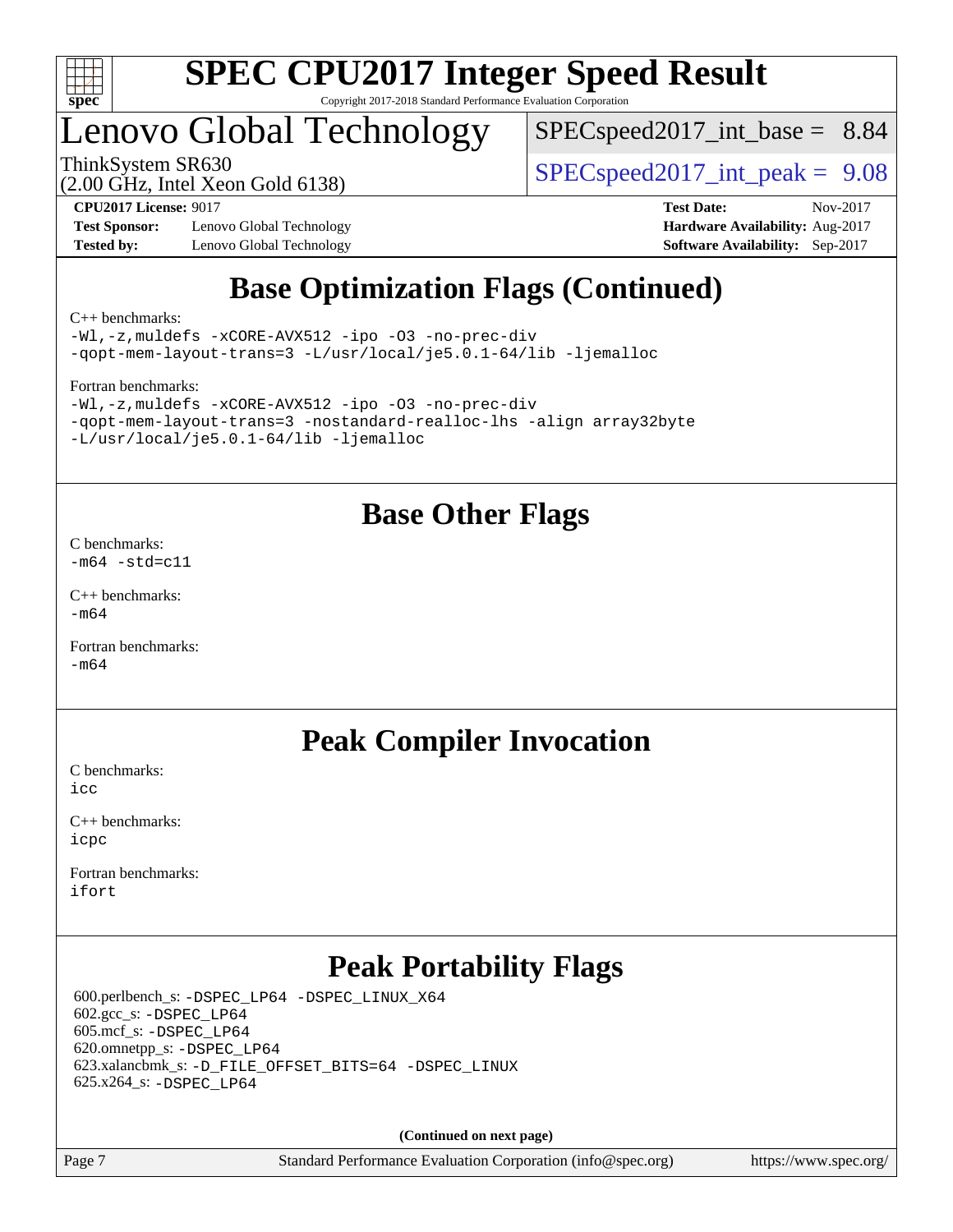# Base Optimization Flags (Continued)

C++ benchmarks:

```
-Wl,-z,muldefs -xCORE-AVX512 -ipo -O3 -no-prec-div
-qopt-mem-layout-trans=3 -L/usr/local/je5.0.1-64/lib -ljemalloc
```

Fortran benchmarks:

```
-Wl,-z,muldefs -xCORE-AVX512 -ipo -O3 -no-prec-div
-qopt-mem-layout-trans=3 -nostandard-realloc-lhs -align array32byte
-L/usr/local/je5.0.1-64/lib -ljemalloc
```

# Base Other Flags

C benchmarks:

```
-m64 -std=c11
```

C++ benchmarks:

```
-m64
```

Fortran benchmarks:

```
-m64
```

# Peak Compiler Invocation

C benchmarks:

```
icc
```

C++ benchmarks:

```
icpc
```

Fortran benchmarks:

```
ifort
```

# Peak Portability Flags

600.perlbench_s: -DSPEC_LP64 -DSPEC_LINUX_X64
602.gcc_s: -DSPEC_LP64
605.mcf_s: -DSPEC_LP64
620.omnetpp_s: -DSPEC_LP64
623.xalancbmk_s: -D_FILE_OFFSET_BITS=64 -DSPEC_LINUX
625.x264_s: -DSPEC_LP64

**(Continued on next page)**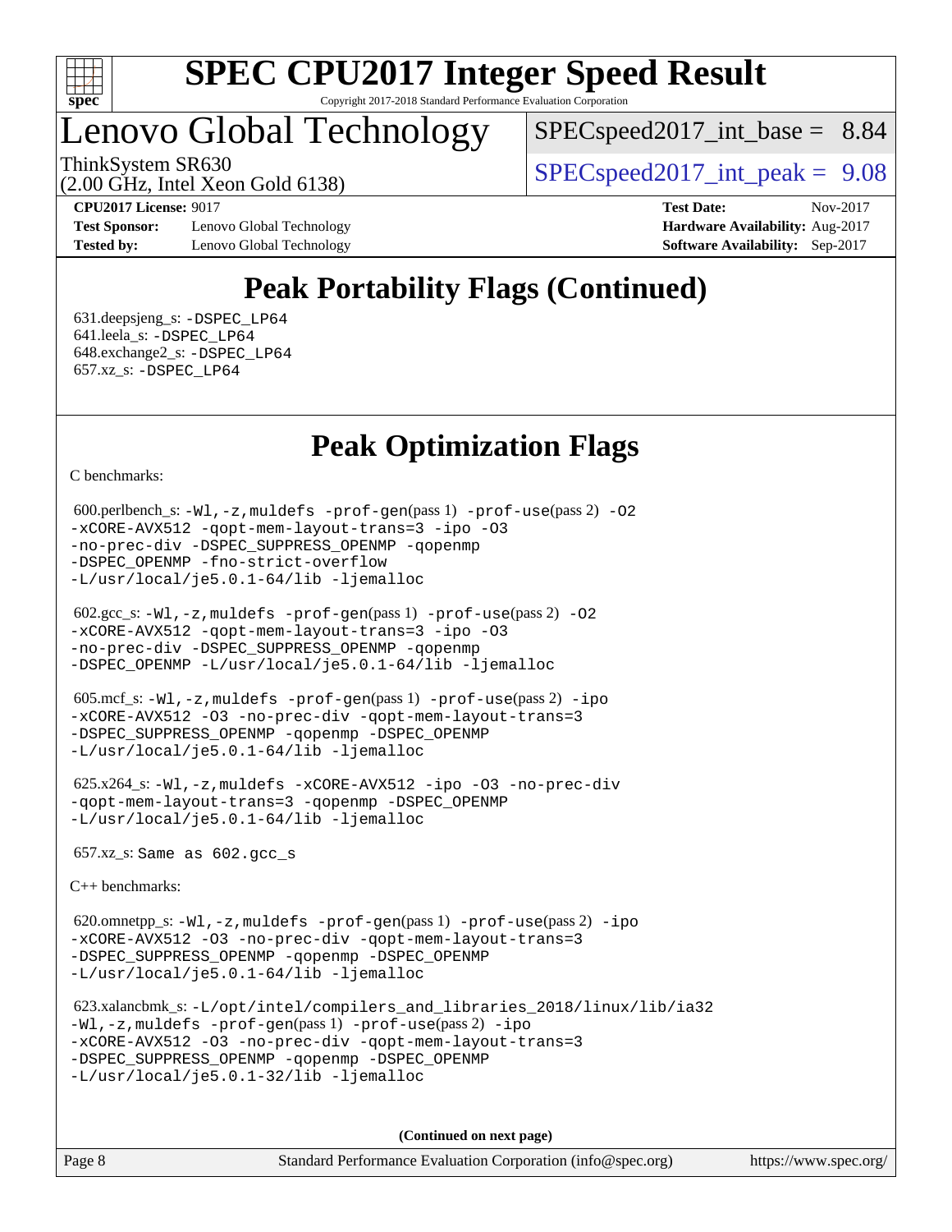# SPEC CPU2017 Integer Speed Result

Copyright 2017-2018 Standard Performance Evaluation Corporation

# Lenovo Global Technology

ThinkSystem SR630
(2.00 GHz, Intel Xeon Gold 6138)

SPECspeed2017_int_base = 8.84

SPECspeed2017_int_peak = 9.08

**CPU2017 License:** 9017
**Test Sponsor:** Lenovo Global Technology
**Tested by:** Lenovo Global Technology

**Test Date:** Nov-2017
**Hardware Availability:** Aug-2017
**Software Availability:** Sep-2017

## Peak Portability Flags (Continued)

631.deepsjeng_s: `-DSPEC_LP64`
641.leela_s: `-DSPEC_LP64`
648.exchange2_s: `-DSPEC_LP64`
657.xz_s: `-DSPEC_LP64`

## Peak Optimization Flags

C benchmarks:

600.perlbench_s: `-Wl,-z,muldefs -prof-gen`(pass 1) `-prof-use`(pass 2) `-O2 -xCORE-AVX512 -qopt-mem-layout-trans=3 -ipo -O3 -no-prec-div -DSPEC_SUPPRESS_OPENMP -qopenmp -DSPEC_OPENMP -fno-strict-overflow -L/usr/local/je5.0.1-64/lib -ljemalloc`

602.gcc_s: `-Wl,-z,muldefs -prof-gen`(pass 1) `-prof-use`(pass 2) `-O2 -xCORE-AVX512 -qopt-mem-layout-trans=3 -ipo -O3 -no-prec-div -DSPEC_SUPPRESS_OPENMP -qopenmp -DSPEC_OPENMP -L/usr/local/je5.0.1-64/lib -ljemalloc`

605.mcf_s: `-Wl,-z,muldefs -prof-gen`(pass 1) `-prof-use`(pass 2) `-ipo -xCORE-AVX512 -O3 -no-prec-div -qopt-mem-layout-trans=3 -DSPEC_SUPPRESS_OPENMP -qopenmp -DSPEC_OPENMP -L/usr/local/je5.0.1-64/lib -ljemalloc`

625.x264_s: `-Wl,-z,muldefs -xCORE-AVX512 -ipo -O3 -no-prec-div -qopt-mem-layout-trans=3 -qopenmp -DSPEC_OPENMP -L/usr/local/je5.0.1-64/lib -ljemalloc`

657.xz_s: `Same as 602.gcc_s`

C++ benchmarks:

620.omnetpp_s: `-Wl,-z,muldefs -prof-gen`(pass 1) `-prof-use`(pass 2) `-ipo -xCORE-AVX512 -O3 -no-prec-div -qopt-mem-layout-trans=3 -DSPEC_SUPPRESS_OPENMP -qopenmp -DSPEC_OPENMP -L/usr/local/je5.0.1-64/lib -ljemalloc`

623.xalancbmk_s: `-L/opt/intel/compilers_and_libraries_2018/linux/lib/ia32 -Wl,-z,muldefs -prof-gen`(pass 1) `-prof-use`(pass 2) `-ipo -xCORE-AVX512 -O3 -no-prec-div -qopt-mem-layout-trans=3 -DSPEC_SUPPRESS_OPENMP -qopenmp -DSPEC_OPENMP -L/usr/local/je5.0.1-32/lib -ljemalloc`

**(Continued on next page)**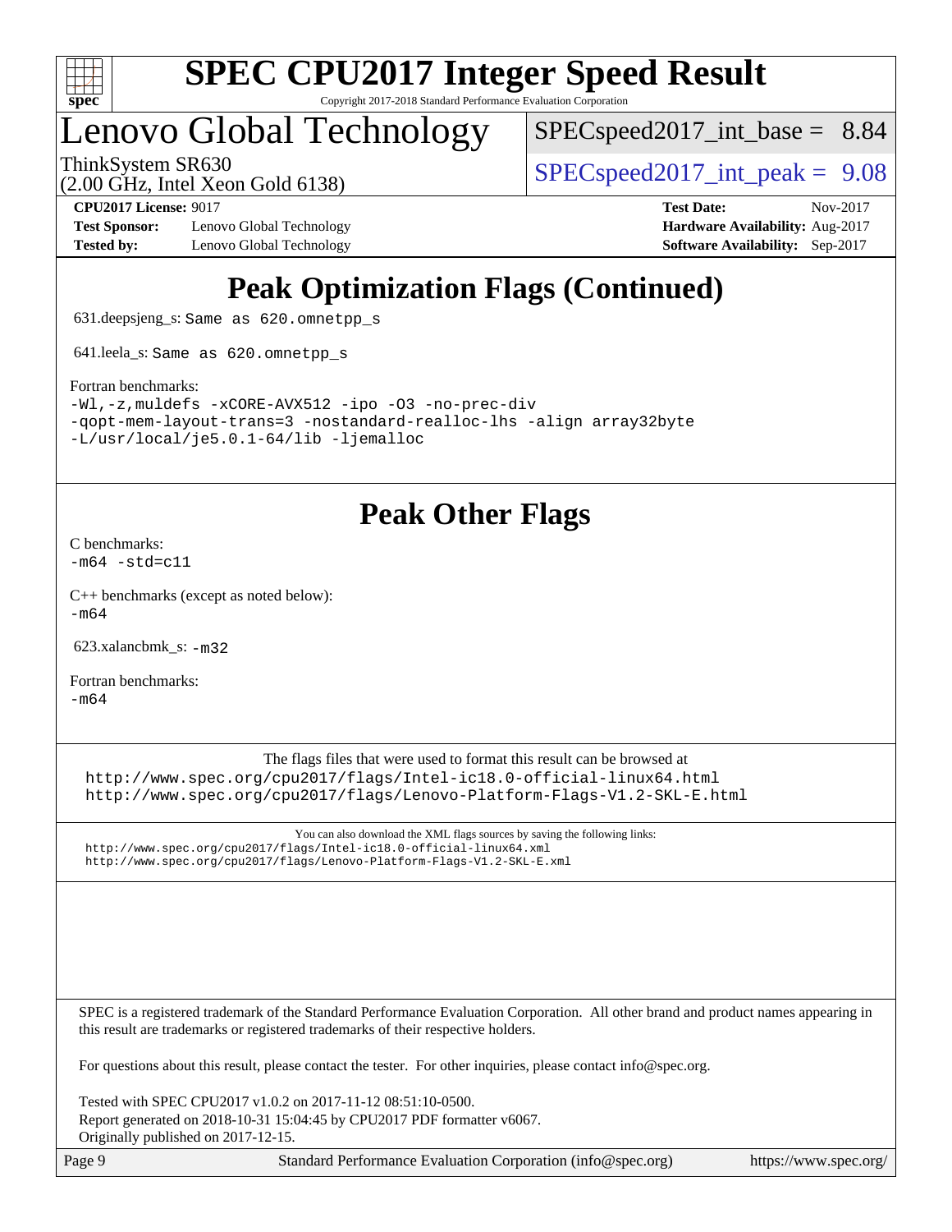# SPEC CPU2017 Integer Speed Result

Copyright 2017-2018 Standard Performance Evaluation Corporation

## Lenovo Global Technology

ThinkSystem SR630
(2.00 GHz, Intel Xeon Gold 6138)

SPECspeed2017_int_base = 8.84

SPECspeed2017_int_peak = 9.08

**CPU2017 License:** 9017
**Test Sponsor:** Lenovo Global Technology
**Tested by:** Lenovo Global Technology

**Test Date:** Nov-2017
**Hardware Availability:** Aug-2017
**Software Availability:** Sep-2017

## Peak Optimization Flags (Continued)

631.deepsjeng_s: Same as 620.omnetpp_s

641.leela_s: Same as 620.omnetpp_s

Fortran benchmarks:
-Wl,-z,muldefs -xCORE-AVX512 -ipo -O3 -no-prec-div
-qopt-mem-layout-trans=3 -nostandard-realloc-lhs -align array32byte
-L/usr/local/je5.0.1-64/lib -ljemalloc

## Peak Other Flags

C benchmarks:
-m64 -std=c11

C++ benchmarks (except as noted below):
-m64

623.xalancbmk_s: -m32

Fortran benchmarks:
-m64

The flags files that were used to format this result can be browsed at
http://www.spec.org/cpu2017/flags/Intel-ic18.0-official-linux64.html
http://www.spec.org/cpu2017/flags/Lenovo-Platform-Flags-V1.2-SKL-E.html

You can also download the XML flags sources by saving the following links:
http://www.spec.org/cpu2017/flags/Intel-ic18.0-official-linux64.xml
http://www.spec.org/cpu2017/flags/Lenovo-Platform-Flags-V1.2-SKL-E.xml

SPEC is a registered trademark of the Standard Performance Evaluation Corporation. All other brand and product names appearing in this result are trademarks or registered trademarks of their respective holders.

For questions about this result, please contact the tester. For other inquiries, please contact info@spec.org.

Tested with SPEC CPU2017 v1.0.2 on 2017-11-12 08:51:10-0500.
Report generated on 2018-10-31 15:04:45 by CPU2017 PDF formatter v6067.
Originally published on 2017-12-15.